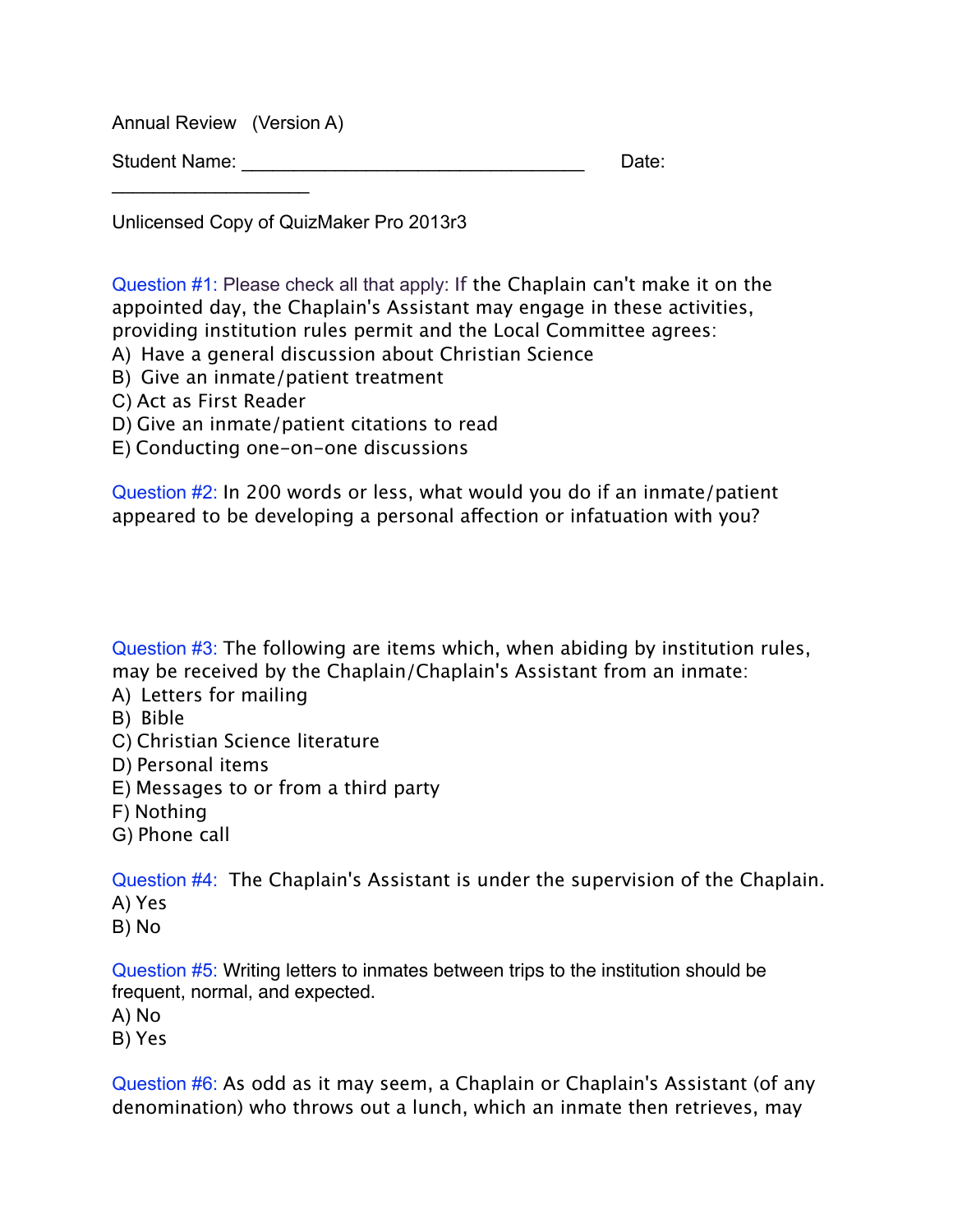Annual Review (Version A)

Student Name: _______________________________ Date: ___________________

Unlicensed Copy of QuizMaker Pro 2013r3

Question #1: Please check all that apply: If the Chaplain can't make it on the appointed day, the Chaplain's Assistant may engage in these activities, providing institution rules permit and the Local Committee agrees:

A) Have a general discussion about Christian Science
B) Give an inmate/patient treatment
C) Act as First Reader
D) Give an inmate/patient citations to read
E) Conducting one-on-one discussions

Question #2: In 200 words or less, what would you do if an inmate/patient appeared to be developing a personal affection or infatuation with you?

Question #3: The following are items which, when abiding by institution rules, may be received by the Chaplain/Chaplain's Assistant from an inmate:

A) Letters for mailing
B) Bible
C) Christian Science literature
D) Personal items
E) Messages to or from a third party
F) Nothing
G) Phone call

Question #4: The Chaplain's Assistant is under the supervision of the Chaplain.

A) Yes
B) No

Question #5: Writing letters to inmates between trips to the institution should be frequent, normal, and expected.

A) No
B) Yes

Question #6: As odd as it may seem, a Chaplain or Chaplain's Assistant (of any denomination) who throws out a lunch, which an inmate then retrieves, may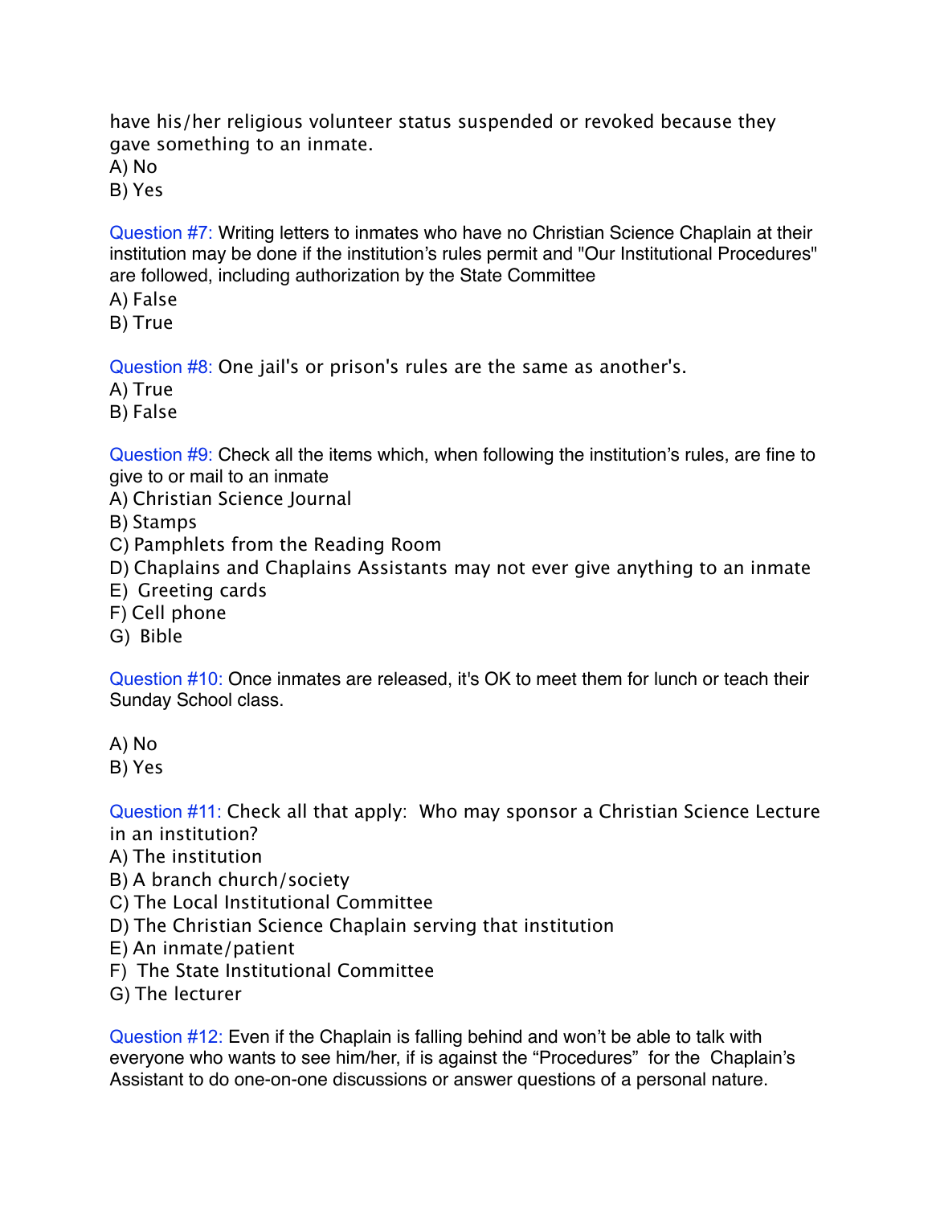have his/her religious volunteer status suspended or revoked because they gave something to an inmate.

A) No
B) Yes

Question #7: Writing letters to inmates who have no Christian Science Chaplain at their institution may be done if the institution's rules permit and "Our Institutional Procedures" are followed, including authorization by the State Committee

A) False
B) True

Question #8: One jail's or prison's rules are the same as another's.

A) True
B) False

Question #9: Check all the items which, when following the institution's rules, are fine to give to or mail to an inmate

A) Christian Science Journal
B) Stamps
C) Pamphlets from the Reading Room
D) Chaplains and Chaplains Assistants may not ever give anything to an inmate
E) Greeting cards
F) Cell phone
G) Bible

Question #10: Once inmates are released, it's OK to meet them for lunch or teach their Sunday School class.

A) No
B) Yes

Question #11: Check all that apply: Who may sponsor a Christian Science Lecture in an institution?

A) The institution
B) A branch church/society
C) The Local Institutional Committee
D) The Christian Science Chaplain serving that institution
E) An inmate/patient
F) The State Institutional Committee
G) The lecturer

Question #12: Even if the Chaplain is falling behind and won't be able to talk with everyone who wants to see him/her, if is against the "Procedures" for the Chaplain's Assistant to do one-on-one discussions or answer questions of a personal nature.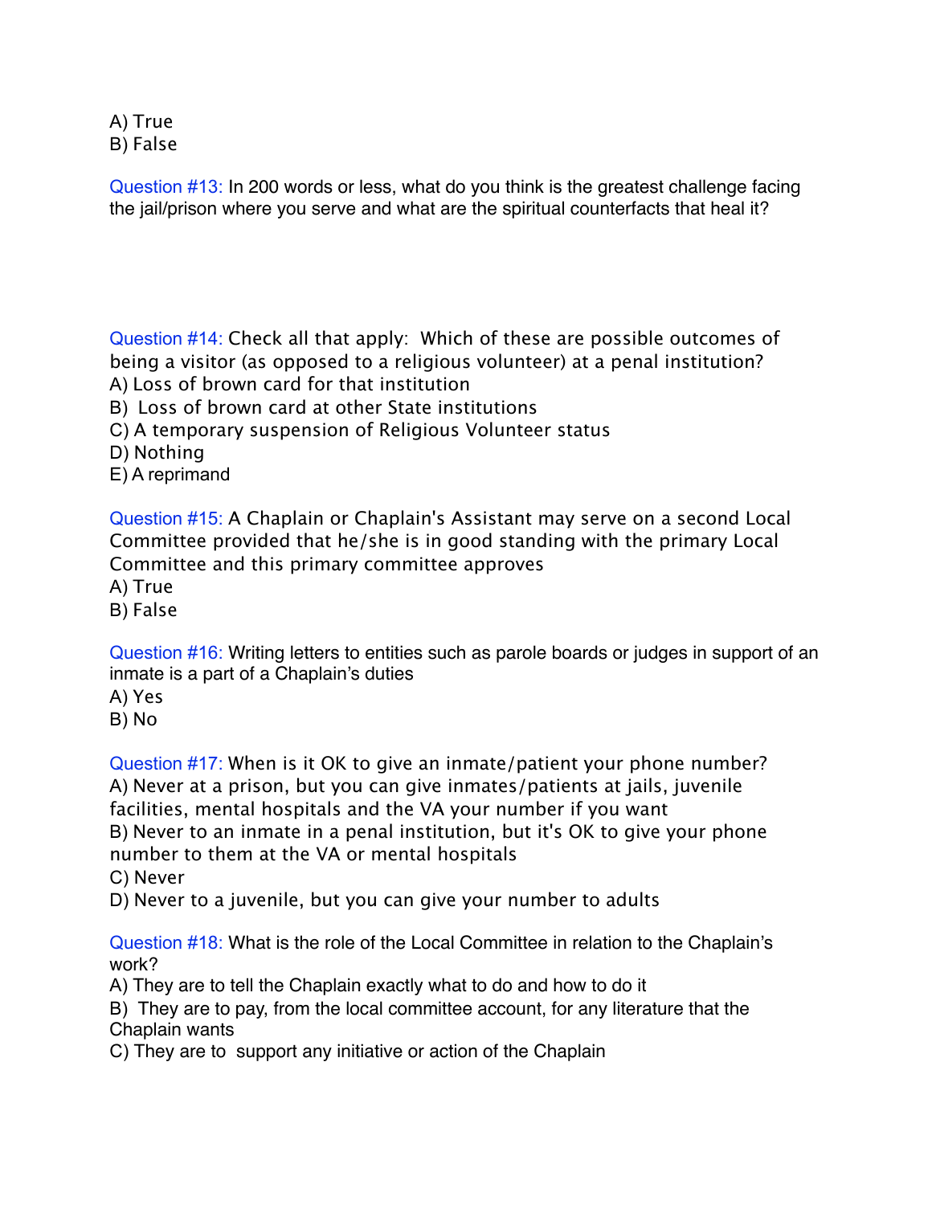A) True
B) False

Question #13: In 200 words or less, what do you think is the greatest challenge facing the jail/prison where you serve and what are the spiritual counterfacts that heal it?

Question #14: Check all that apply: Which of these are possible outcomes of being a visitor (as opposed to a religious volunteer) at a penal institution?
A) Loss of brown card for that institution
B) Loss of brown card at other State institutions
C) A temporary suspension of Religious Volunteer status
D) Nothing
E) A reprimand

Question #15: A Chaplain or Chaplain's Assistant may serve on a second Local Committee provided that he/she is in good standing with the primary Local Committee and this primary committee approves
A) True
B) False

Question #16: Writing letters to entities such as parole boards or judges in support of an inmate is a part of a Chaplain's duties
A) Yes
B) No

Question #17: When is it OK to give an inmate/patient your phone number?
A) Never at a prison, but you can give inmates/patients at jails, juvenile facilities, mental hospitals and the VA your number if you want
B) Never to an inmate in a penal institution, but it's OK to give your phone number to them at the VA or mental hospitals
C) Never
D) Never to a juvenile, but you can give your number to adults

Question #18: What is the role of the Local Committee in relation to the Chaplain's work?
A) They are to tell the Chaplain exactly what to do and how to do it
B) They are to pay, from the local committee account, for any literature that the Chaplain wants
C) They are to support any initiative or action of the Chaplain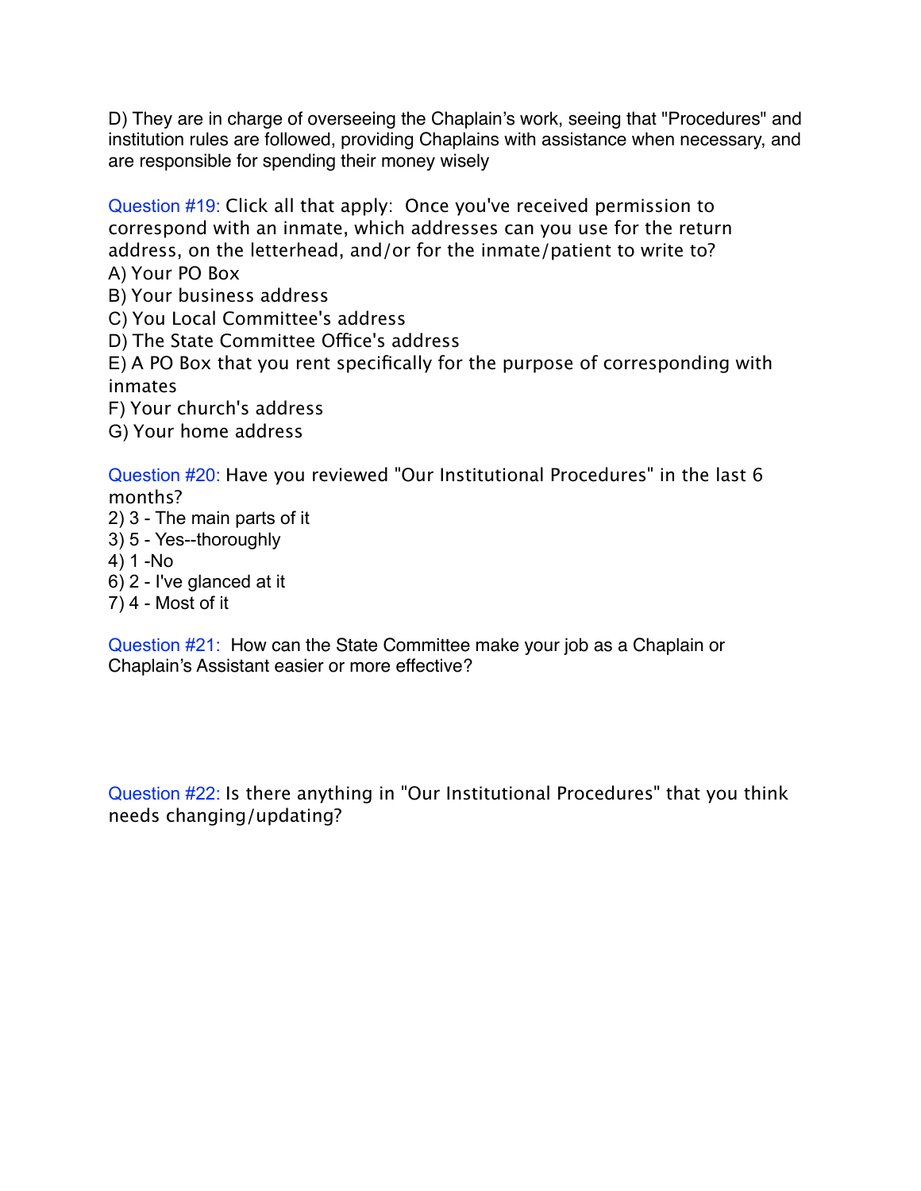D) They are in charge of overseeing the Chaplain's work, seeing that "Procedures" and institution rules are followed, providing Chaplains with assistance when necessary, and are responsible for spending their money wisely

Question #19: Click all that apply: Once you've received permission to correspond with an inmate, which addresses can you use for the return address, on the letterhead, and/or for the inmate/patient to write to?

A) Your PO Box
B) Your business address
C) You Local Committee's address
D) The State Committee Office's address
E) A PO Box that you rent specifically for the purpose of corresponding with inmates
F) Your church's address
G) Your home address

Question #20: Have you reviewed "Our Institutional Procedures" in the last 6 months?

2) 3 - The main parts of it
3) 5 - Yes--thoroughly
4) 1 -No
6) 2 - I've glanced at it
7) 4 - Most of it

Question #21: How can the State Committee make your job as a Chaplain or Chaplain's Assistant easier or more effective?

Question #22: Is there anything in "Our Institutional Procedures" that you think needs changing/updating?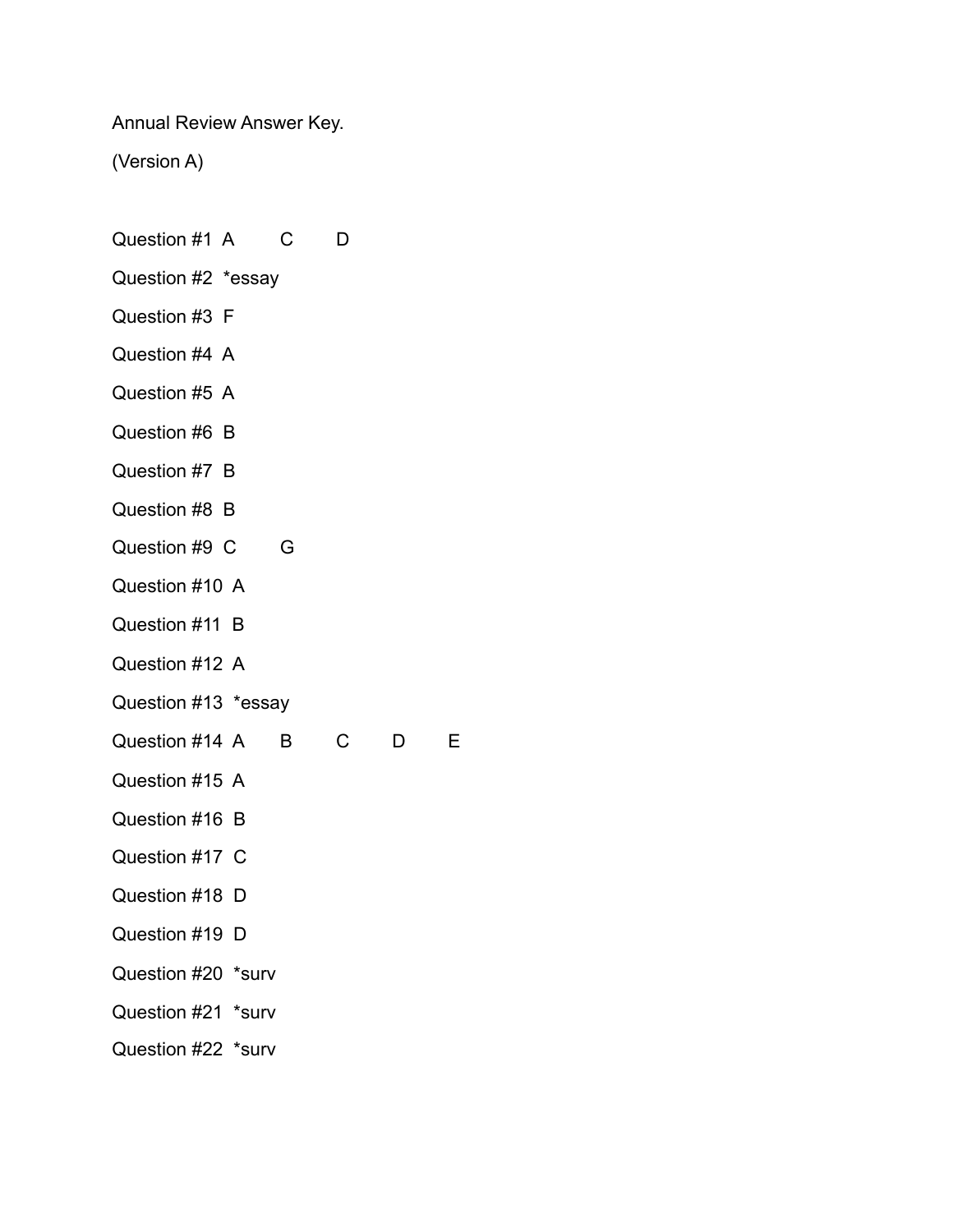Annual Review Answer Key.

(Version A)

Question #1 A C D

Question #2 *essay

Question #3 F

Question #4 A

Question #5 A

Question #6 B

Question #7 B

Question #8 B

Question #9 C G

Question #10 A

Question #11 B

Question #12 A

Question #13 *essay

Question #14 A B C D E

Question #15 A

Question #16 B

Question #17 C

Question #18 D

Question #19 D

Question #20 *surv

Question #21 *surv

Question #22 *surv